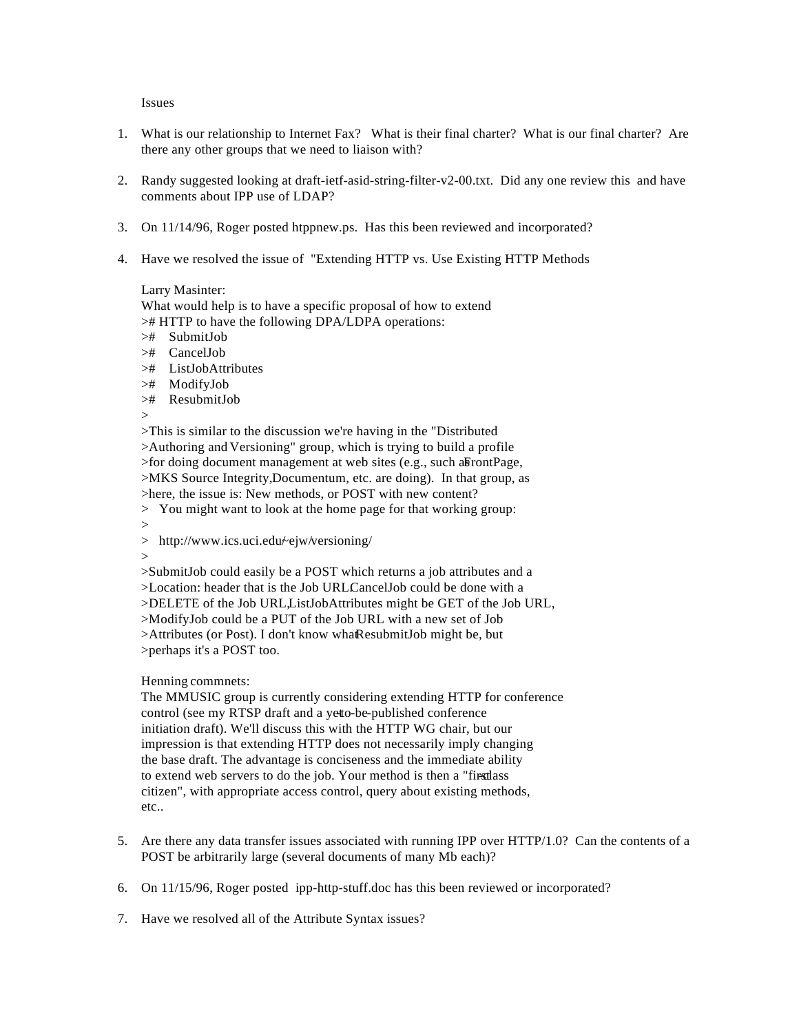Issues

1. What is our relationship to Internet Fax? What is their final charter? What is our final charter? Are there any other groups that we need to liaison with?

2. Randy suggested looking at draft-ietf-asid-string-filter-v2-00.txt. Did any one review this and have comments about IPP use of LDAP?

3. On 11/14/96, Roger posted htppnew.ps. Has this been reviewed and incorporated?

4. Have we resolved the issue of "Extending HTTP vs. Use Existing HTTP Methods

   Larry Masinter:
   What would help is to have a specific proposal of how to extend
   ># HTTP to have the following DPA/LDPA operations:
   >#   SubmitJob
   >#   CancelJob
   >#   ListJobAttributes
   >#   ModifyJob
   >#   ResubmitJob
   >
   >This is similar to the discussion we're having in the "Distributed
   >Authoring and Versioning" group, which is trying to build a profile
   >for doing document management at web sites (e.g., such as FrontPage,
   >MKS Source Integrity, Documentum, etc. are doing). In that group, as
   >here, the issue is: New methods, or POST with new content?
   >   You might want to look at the home page for that working group:
   >
   >   http://www.ics.uci.edu/~ejw/versioning/
   >
   >SubmitJob could easily be a POST which returns a job attributes and a
   >Location: header that is the Job URL, CancelJob could be done with a
   >DELETE of the Job URL, ListJobAttributes might be GET of the Job URL,
   >ModifyJob could be a PUT of the Job URL with a new set of Job
   >Attributes (or Post). I don't know what ResubmitJob might be, but
   >perhaps it's a POST too.

   Henning commnets:
   The MMUSIC group is currently considering extending HTTP for conference
   control (see my RTSP draft and a yet-to-be-published conference
   initiation draft). We'll discuss this with the HTTP WG chair, but our
   impression is that extending HTTP does not necessarily imply changing
   the base draft. The advantage is conciseness and the immediate ability
   to extend web servers to do the job. Your method is then a "first-class
   citizen", with appropriate access control, query about existing methods,
   etc..

5. Are there any data transfer issues associated with running IPP over HTTP/1.0? Can the contents of a POST be arbitrarily large (several documents of many Mb each)?

6. On 11/15/96, Roger posted ipp-http-stuff.doc has this been reviewed or incorporated?

7. Have we resolved all of the Attribute Syntax issues?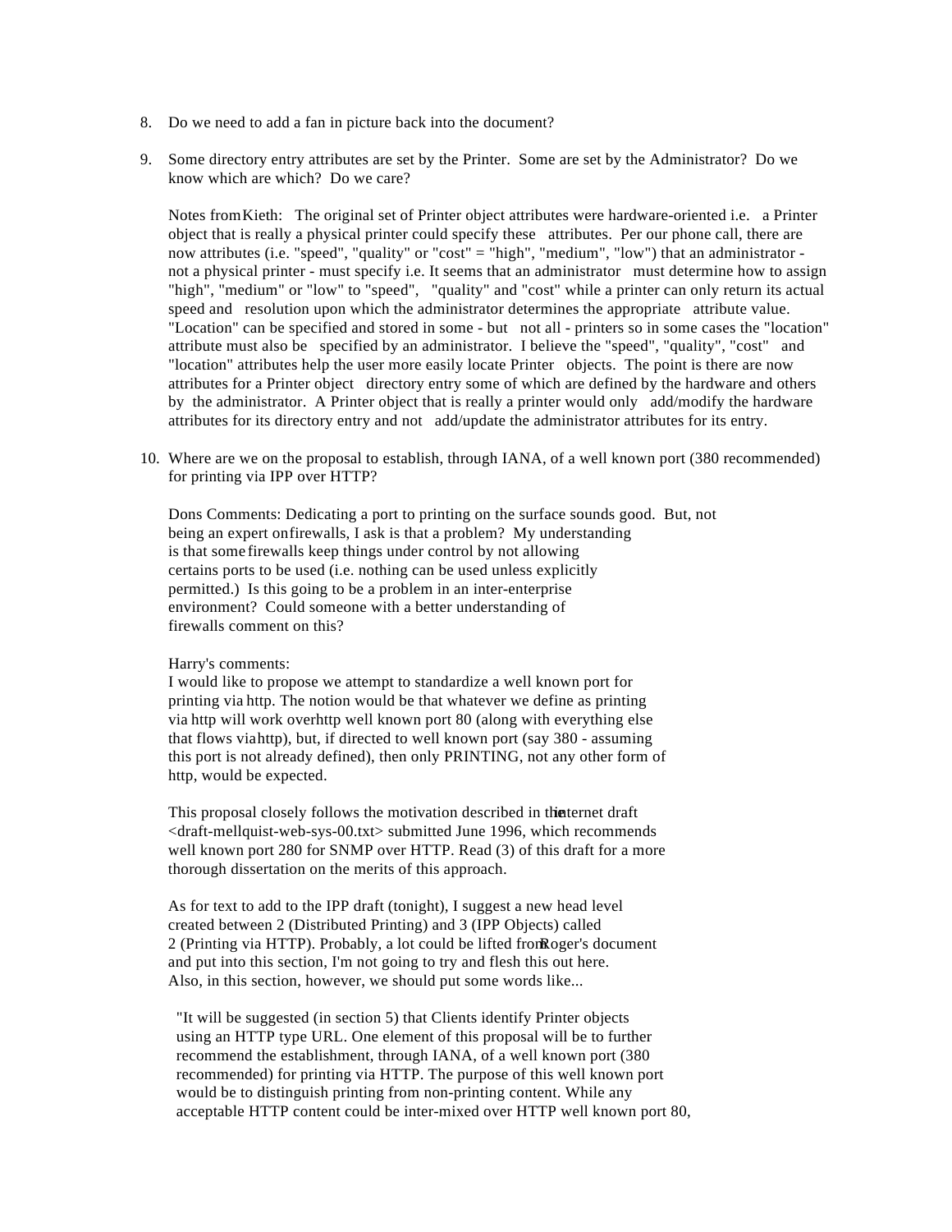8. Do we need to add a fan in picture back into the document?

9. Some directory entry attributes are set by the Printer. Some are set by the Administrator? Do we know which are which? Do we care?

   Notes from Kieth: The original set of Printer object attributes were hardware-oriented i.e. a Printer object that is really a physical printer could specify these attributes. Per our phone call, there are now attributes (i.e. "speed", "quality" or "cost" = "high", "medium", "low") that an administrator - not a physical printer - must specify i.e. It seems that an administrator must determine how to assign "high", "medium" or "low" to "speed", "quality" and "cost" while a printer can only return its actual speed and resolution upon which the administrator determines the appropriate attribute value. "Location" can be specified and stored in some - but not all - printers so in some cases the "location" attribute must also be specified by an administrator. I believe the "speed", "quality", "cost" and "location" attributes help the user more easily locate Printer objects. The point is there are now attributes for a Printer object directory entry some of which are defined by the hardware and others by the administrator. A Printer object that is really a printer would only add/modify the hardware attributes for its directory entry and not add/update the administrator attributes for its entry.

10. Where are we on the proposal to establish, through IANA, of a well known port (380 recommended) for printing via IPP over HTTP?

    Dons Comments: Dedicating a port to printing on the surface sounds good. But, not being an expert on firewalls, I ask is that a problem? My understanding is that some firewalls keep things under control by not allowing certains ports to be used (i.e. nothing can be used unless explicitly permitted.) Is this going to be a problem in an inter-enterprise environment? Could someone with a better understanding of firewalls comment on this?

    Harry's comments:
    I would like to propose we attempt to standardize a well known port for printing via http. The notion would be that whatever we define as printing via http will work over http well known port 80 (along with everything else that flows via http), but, if directed to well known port (say 380 - assuming this port is not already defined), then only PRINTING, not any other form of http, would be expected.

    This proposal closely follows the motivation described in the internet draft <draft-mellquist-web-sys-00.txt> submitted June 1996, which recommends well known port 280 for SNMP over HTTP. Read (3) of this draft for a more thorough dissertation on the merits of this approach.

    As for text to add to the IPP draft (tonight), I suggest a new head level created between 2 (Distributed Printing) and 3 (IPP Objects) called 2 (Printing via HTTP). Probably, a lot could be lifted from Roger's document and put into this section, I'm not going to try and flesh this out here. Also, in this section, however, we should put some words like...

    "It will be suggested (in section 5) that Clients identify Printer objects using an HTTP type URL. One element of this proposal will be to further recommend the establishment, through IANA, of a well known port (380 recommended) for printing via HTTP. The purpose of this well known port would be to distinguish printing from non-printing content. While any acceptable HTTP content could be inter-mixed over HTTP well known port 80,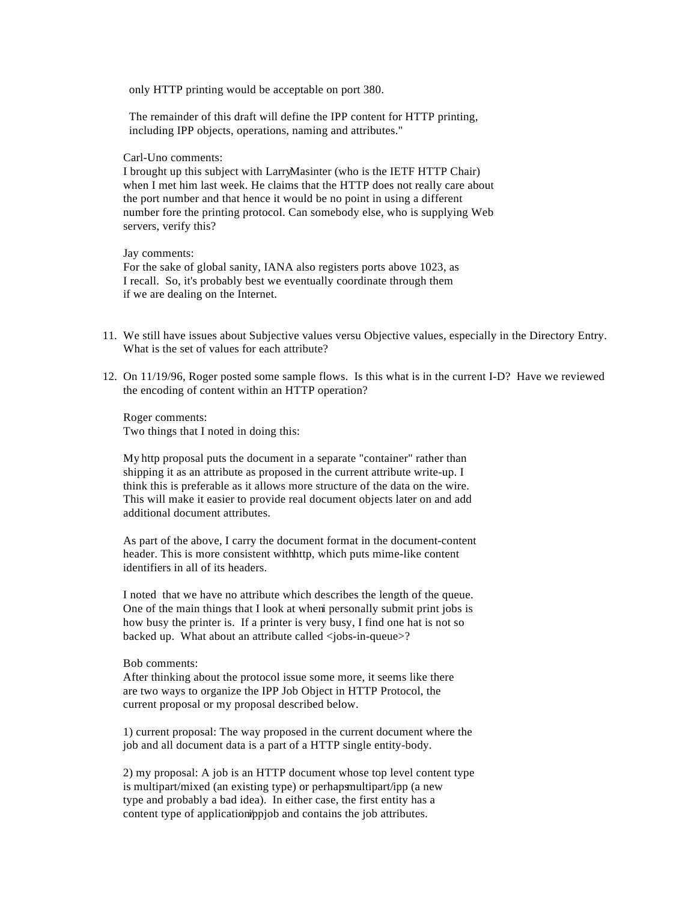only HTTP printing would be acceptable on port 380.

The remainder of this draft will define the IPP content for HTTP printing, including IPP objects, operations, naming and attributes."

Carl-Uno comments:
I brought up this subject with Larry Masinter (who is the IETF HTTP Chair) when I met him last week. He claims that the HTTP does not really care about the port number and that hence it would be no point in using a different number fore the printing protocol. Can somebody else, who is supplying Web servers, verify this?

Jay comments:
For the sake of global sanity, IANA also registers ports above 1023, as I recall. So, it's probably best we eventually coordinate through them if we are dealing on the Internet.

11. We still have issues about Subjective values versu Objective values, especially in the Directory Entry. What is the set of values for each attribute?

12. On 11/19/96, Roger posted some sample flows. Is this what is in the current I-D? Have we reviewed the encoding of content within an HTTP operation?

    Roger comments:
    Two things that I noted in doing this:

    My http proposal puts the document in a separate "container" rather than shipping it as an attribute as proposed in the current attribute write-up. I think this is preferable as it allows more structure of the data on the wire. This will make it easier to provide real document objects later on and add additional document attributes.

    As part of the above, I carry the document format in the document-content header. This is more consistent with http, which puts mime-like content identifiers in all of its headers.

    I noted that we have no attribute which describes the length of the queue. One of the main things that I look at when i personally submit print jobs is how busy the printer is. If a printer is very busy, I find one hat is not so backed up. What about an attribute called <jobs-in-queue>?

    Bob comments:
    After thinking about the protocol issue some more, it seems like there are two ways to organize the IPP Job Object in HTTP Protocol, the current proposal or my proposal described below.

    1) current proposal: The way proposed in the current document where the job and all document data is a part of a HTTP single entity-body.

    2) my proposal: A job is an HTTP document whose top level content type is multipart/mixed (an existing type) or perhaps multipart/ipp (a new type and probably a bad idea). In either case, the first entity has a content type of application/ippjob and contains the job attributes.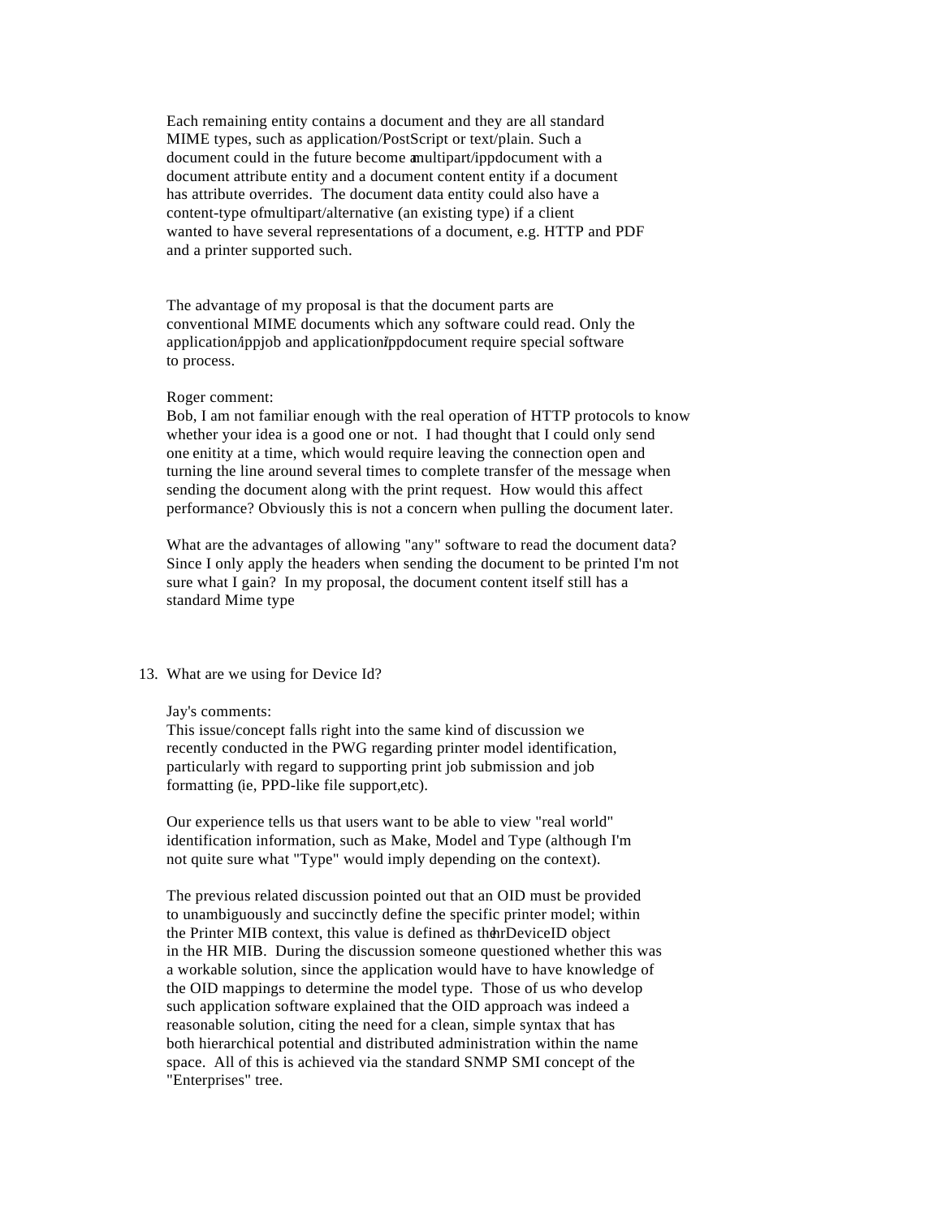Each remaining entity contains a document and they are all standard MIME types, such as application/PostScript or text/plain. Such a document could in the future become a multipart/ippdocument with a document attribute entity and a document content entity if a document has attribute overrides. The document data entity could also have a content-type of multipart/alternative (an existing type) if a client wanted to have several representations of a document, e.g. HTTP and PDF and a printer supported such.

The advantage of my proposal is that the document parts are conventional MIME documents which any software could read. Only the application/ippjob and application/ippdocument require special software to process.

Roger comment:
Bob, I am not familiar enough with the real operation of HTTP protocols to know whether your idea is a good one or not. I had thought that I could only send one enitity at a time, which would require leaving the connection open and turning the line around several times to complete transfer of the message when sending the document along with the print request. How would this affect performance? Obviously this is not a concern when pulling the document later.

What are the advantages of allowing "any" software to read the document data? Since I only apply the headers when sending the document to be printed I'm not sure what I gain? In my proposal, the document content itself still has a standard Mime type

13. What are we using for Device Id?

    Jay's comments:
    This issue/concept falls right into the same kind of discussion we recently conducted in the PWG regarding printer model identification, particularly with regard to supporting print job submission and job formatting (ie, PPD-like file support, etc).

    Our experience tells us that users want to be able to view "real world" identification information, such as Make, Model and Type (although I'm not quite sure what "Type" would imply depending on the context).

    The previous related discussion pointed out that an OID must be provided to unambiguously and succinctly define the specific printer model; within the Printer MIB context, this value is defined as the hrDeviceID object in the HR MIB. During the discussion someone questioned whether this was a workable solution, since the application would have to have knowledge of the OID mappings to determine the model type. Those of us who develop such application software explained that the OID approach was indeed a reasonable solution, citing the need for a clean, simple syntax that has both hierarchical potential and distributed administration within the name space. All of this is achieved via the standard SNMP SMI concept of the "Enterprises" tree.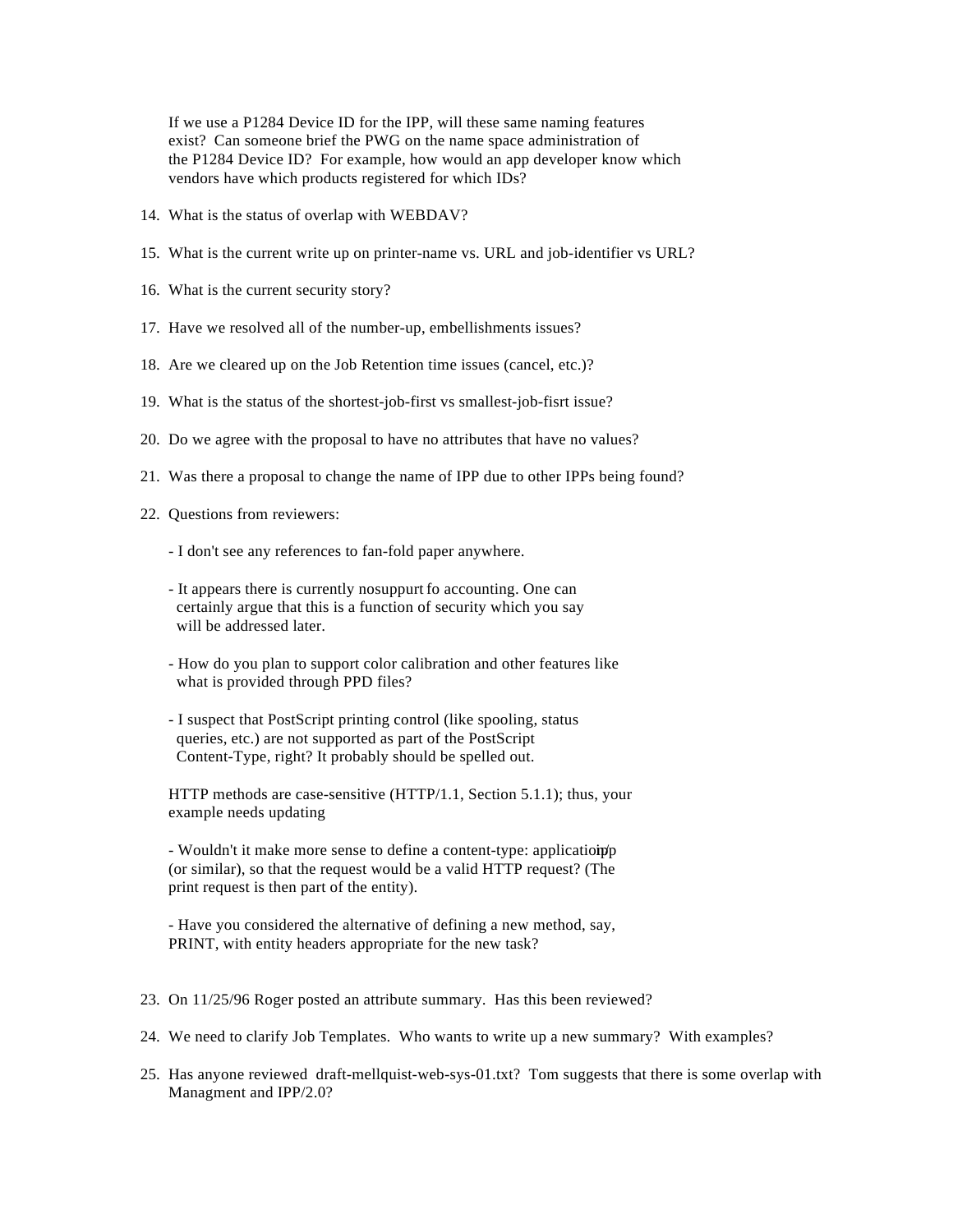If we use a P1284 Device ID for the IPP, will these same naming features exist? Can someone brief the PWG on the name space administration of the P1284 Device ID? For example, how would an app developer know which vendors have which products registered for which IDs?

14. What is the status of overlap with WEBDAV?

15. What is the current write up on printer-name vs. URL and job-identifier vs URL?

16. What is the current security story?

17. Have we resolved all of the number-up, embellishments issues?

18. Are we cleared up on the Job Retention time issues (cancel, etc.)?

19. What is the status of the shortest-job-first vs smallest-job-fisrt issue?

20. Do we agree with the proposal to have no attributes that have no values?

21. Was there a proposal to change the name of IPP due to other IPPs being found?

22. Questions from reviewers:

    - I don't see any references to fan-fold paper anywhere.

    - It appears there is currently nosuppurt fo accounting. One can certainly argue that this is a function of security which you say will be addressed later.

    - How do you plan to support color calibration and other features like what is provided through PPD files?

    - I suspect that PostScript printing control (like spooling, status queries, etc.) are not supported as part of the PostScript Content-Type, right? It probably should be spelled out.

    HTTP methods are case-sensitive (HTTP/1.1, Section 5.1.1); thus, your example needs updating

    - Wouldn't it make more sense to define a content-type: application/ipp (or similar), so that the request would be a valid HTTP request? (The print request is then part of the entity).

    - Have you considered the alternative of defining a new method, say, PRINT, with entity headers appropriate for the new task?

23. On 11/25/96 Roger posted an attribute summary. Has this been reviewed?

24. We need to clarify Job Templates. Who wants to write up a new summary? With examples?

25. Has anyone reviewed draft-mellquist-web-sys-01.txt? Tom suggests that there is some overlap with Managment and IPP/2.0?